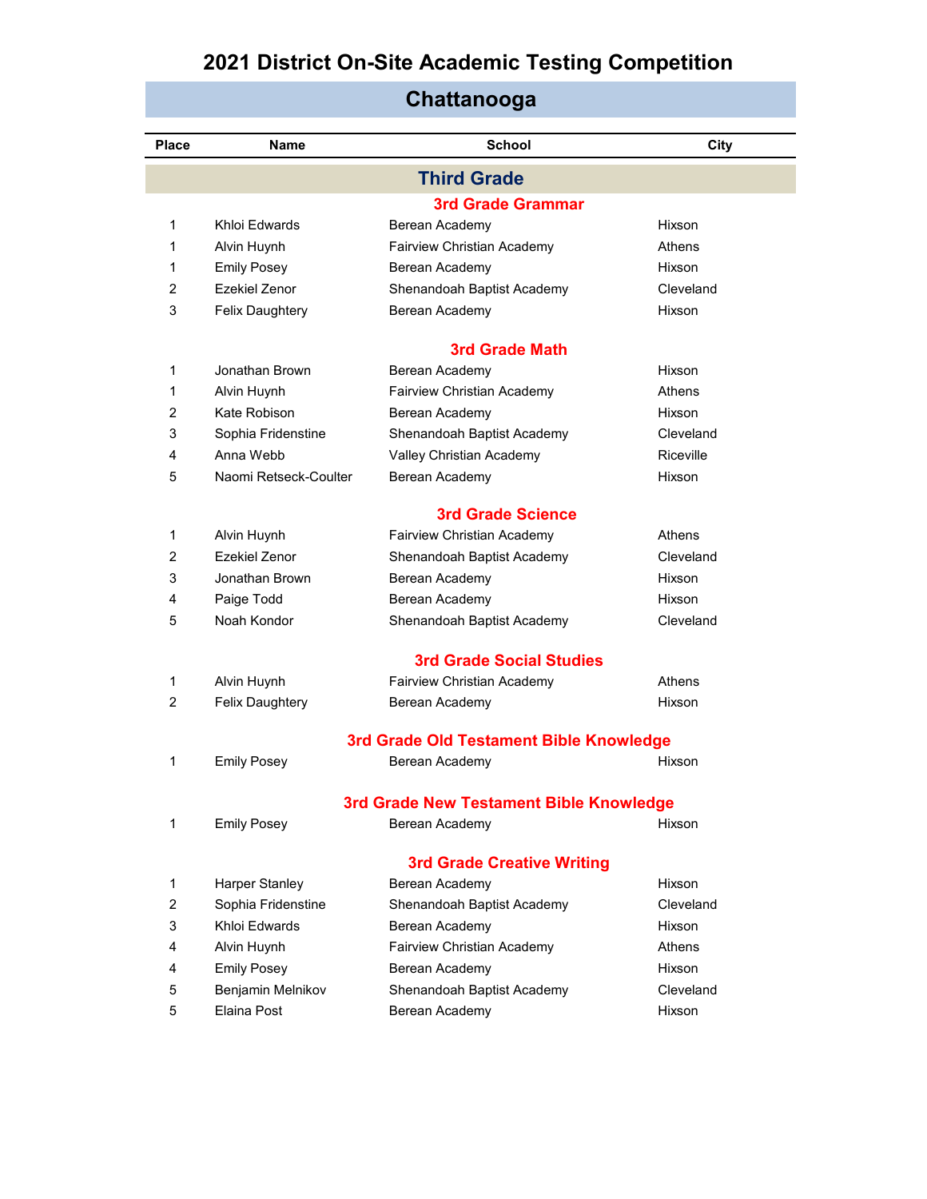# 2021 District On-Site Academic Testing Competition

## Chattanooga

| Place | Name | School | City |
|---|---|---|---|

## Third Grade

### 3rd Grade Grammar

| Place | Name | School | City |
|---|---|---|---|
| 1 | Khloi Edwards | Berean Academy | Hixson |
| 1 | Alvin Huynh | Fairview Christian Academy | Athens |
| 1 | Emily Posey | Berean Academy | Hixson |
| 2 | Ezekiel Zenor | Shenandoah Baptist Academy | Cleveland |
| 3 | Felix Daughtery | Berean Academy | Hixson |

### 3rd Grade Math

| Place | Name | School | City |
|---|---|---|---|
| 1 | Jonathan Brown | Berean Academy | Hixson |
| 1 | Alvin Huynh | Fairview Christian Academy | Athens |
| 2 | Kate Robison | Berean Academy | Hixson |
| 3 | Sophia Fridenstine | Shenandoah Baptist Academy | Cleveland |
| 4 | Anna Webb | Valley Christian Academy | Riceville |
| 5 | Naomi Retseck-Coulter | Berean Academy | Hixson |

### 3rd Grade Science

| Place | Name | School | City |
|---|---|---|---|
| 1 | Alvin Huynh | Fairview Christian Academy | Athens |
| 2 | Ezekiel Zenor | Shenandoah Baptist Academy | Cleveland |
| 3 | Jonathan Brown | Berean Academy | Hixson |
| 4 | Paige Todd | Berean Academy | Hixson |
| 5 | Noah Kondor | Shenandoah Baptist Academy | Cleveland |

### 3rd Grade Social Studies

| Place | Name | School | City |
|---|---|---|---|
| 1 | Alvin Huynh | Fairview Christian Academy | Athens |
| 2 | Felix Daughtery | Berean Academy | Hixson |

### 3rd Grade Old Testament Bible Knowledge

| Place | Name | School | City |
|---|---|---|---|
| 1 | Emily Posey | Berean Academy | Hixson |

### 3rd Grade New Testament Bible Knowledge

| Place | Name | School | City |
|---|---|---|---|
| 1 | Emily Posey | Berean Academy | Hixson |

### 3rd Grade Creative Writing

| Place | Name | School | City |
|---|---|---|---|
| 1 | Harper Stanley | Berean Academy | Hixson |
| 2 | Sophia Fridenstine | Shenandoah Baptist Academy | Cleveland |
| 3 | Khloi Edwards | Berean Academy | Hixson |
| 4 | Alvin Huynh | Fairview Christian Academy | Athens |
| 4 | Emily Posey | Berean Academy | Hixson |
| 5 | Benjamin Melnikov | Shenandoah Baptist Academy | Cleveland |
| 5 | Elaina Post | Berean Academy | Hixson |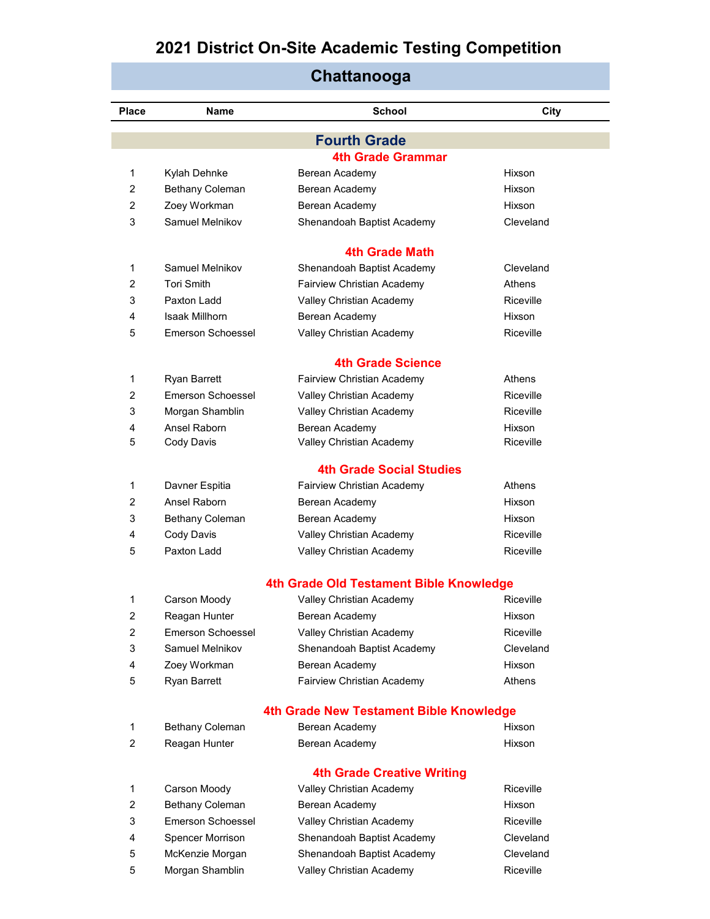# 2021 District On-Site Academic Testing Competition

## Chattanooga

| Place | Name | School | City |
|---|---|---|---|

## Fourth Grade

### 4th Grade Grammar

| Place | Name | School | City |
|---|---|---|---|
| 1 | Kylah Dehnke | Berean Academy | Hixson |
| 2 | Bethany Coleman | Berean Academy | Hixson |
| 2 | Zoey Workman | Berean Academy | Hixson |
| 3 | Samuel Melnikov | Shenandoah Baptist Academy | Cleveland |

### 4th Grade Math

| Place | Name | School | City |
|---|---|---|---|
| 1 | Samuel Melnikov | Shenandoah Baptist Academy | Cleveland |
| 2 | Tori Smith | Fairview Christian Academy | Athens |
| 3 | Paxton Ladd | Valley Christian Academy | Riceville |
| 4 | Isaak Millhorn | Berean Academy | Hixson |
| 5 | Emerson Schoessel | Valley Christian Academy | Riceville |

### 4th Grade Science

| Place | Name | School | City |
|---|---|---|---|
| 1 | Ryan Barrett | Fairview Christian Academy | Athens |
| 2 | Emerson Schoessel | Valley Christian Academy | Riceville |
| 3 | Morgan Shamblin | Valley Christian Academy | Riceville |
| 4 | Ansel Raborn | Berean Academy | Hixson |
| 5 | Cody Davis | Valley Christian Academy | Riceville |

### 4th Grade Social Studies

| Place | Name | School | City |
|---|---|---|---|
| 1 | Davner Espitia | Fairview Christian Academy | Athens |
| 2 | Ansel Raborn | Berean Academy | Hixson |
| 3 | Bethany Coleman | Berean Academy | Hixson |
| 4 | Cody Davis | Valley Christian Academy | Riceville |
| 5 | Paxton Ladd | Valley Christian Academy | Riceville |

### 4th Grade Old Testament Bible Knowledge

| Place | Name | School | City |
|---|---|---|---|
| 1 | Carson Moody | Valley Christian Academy | Riceville |
| 2 | Reagan Hunter | Berean Academy | Hixson |
| 2 | Emerson Schoessel | Valley Christian Academy | Riceville |
| 3 | Samuel Melnikov | Shenandoah Baptist Academy | Cleveland |
| 4 | Zoey Workman | Berean Academy | Hixson |
| 5 | Ryan Barrett | Fairview Christian Academy | Athens |

### 4th Grade New Testament Bible Knowledge

| Place | Name | School | City |
|---|---|---|---|
| 1 | Bethany Coleman | Berean Academy | Hixson |
| 2 | Reagan Hunter | Berean Academy | Hixson |

### 4th Grade Creative Writing

| Place | Name | School | City |
|---|---|---|---|
| 1 | Carson Moody | Valley Christian Academy | Riceville |
| 2 | Bethany Coleman | Berean Academy | Hixson |
| 3 | Emerson Schoessel | Valley Christian Academy | Riceville |
| 4 | Spencer Morrison | Shenandoah Baptist Academy | Cleveland |
| 5 | McKenzie Morgan | Shenandoah Baptist Academy | Cleveland |
| 5 | Morgan Shamblin | Valley Christian Academy | Riceville |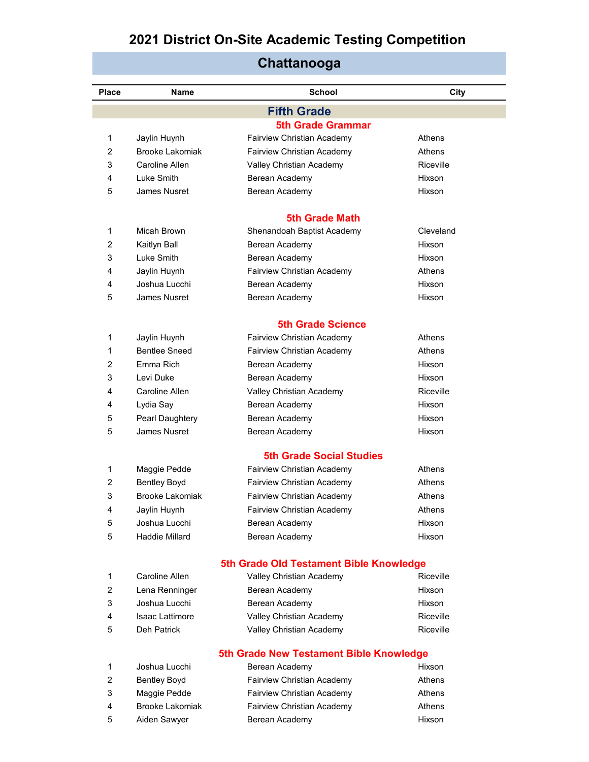# 2021 District On-Site Academic Testing Competition

## Chattanooga

| Place | Name | School | City |
|---|---|---|---|

### Fifth Grade

#### 5th Grade Grammar

| Place | Name | School | City |
|---|---|---|---|
| 1 | Jaylin Huynh | Fairview Christian Academy | Athens |
| 2 | Brooke Lakomiak | Fairview Christian Academy | Athens |
| 3 | Caroline Allen | Valley Christian Academy | Riceville |
| 4 | Luke Smith | Berean Academy | Hixson |
| 5 | James Nusret | Berean Academy | Hixson |

#### 5th Grade Math

| Place | Name | School | City |
|---|---|---|---|
| 1 | Micah Brown | Shenandoah Baptist Academy | Cleveland |
| 2 | Kaitlyn Ball | Berean Academy | Hixson |
| 3 | Luke Smith | Berean Academy | Hixson |
| 4 | Jaylin Huynh | Fairview Christian Academy | Athens |
| 4 | Joshua Lucchi | Berean Academy | Hixson |
| 5 | James Nusret | Berean Academy | Hixson |

#### 5th Grade Science

| Place | Name | School | City |
|---|---|---|---|
| 1 | Jaylin Huynh | Fairview Christian Academy | Athens |
| 1 | Bentlee Sneed | Fairview Christian Academy | Athens |
| 2 | Emma Rich | Berean Academy | Hixson |
| 3 | Levi Duke | Berean Academy | Hixson |
| 4 | Caroline Allen | Valley Christian Academy | Riceville |
| 4 | Lydia Say | Berean Academy | Hixson |
| 5 | Pearl Daughtery | Berean Academy | Hixson |
| 5 | James Nusret | Berean Academy | Hixson |

#### 5th Grade Social Studies

| Place | Name | School | City |
|---|---|---|---|
| 1 | Maggie Pedde | Fairview Christian Academy | Athens |
| 2 | Bentley Boyd | Fairview Christian Academy | Athens |
| 3 | Brooke Lakomiak | Fairview Christian Academy | Athens |
| 4 | Jaylin Huynh | Fairview Christian Academy | Athens |
| 5 | Joshua Lucchi | Berean Academy | Hixson |
| 5 | Haddie Millard | Berean Academy | Hixson |

#### 5th Grade Old Testament Bible Knowledge

| Place | Name | School | City |
|---|---|---|---|
| 1 | Caroline Allen | Valley Christian Academy | Riceville |
| 2 | Lena Renninger | Berean Academy | Hixson |
| 3 | Joshua Lucchi | Berean Academy | Hixson |
| 4 | Isaac Lattimore | Valley Christian Academy | Riceville |
| 5 | Deh Patrick | Valley Christian Academy | Riceville |

#### 5th Grade New Testament Bible Knowledge

| Place | Name | School | City |
|---|---|---|---|
| 1 | Joshua Lucchi | Berean Academy | Hixson |
| 2 | Bentley Boyd | Fairview Christian Academy | Athens |
| 3 | Maggie Pedde | Fairview Christian Academy | Athens |
| 4 | Brooke Lakomiak | Fairview Christian Academy | Athens |
| 5 | Aiden Sawyer | Berean Academy | Hixson |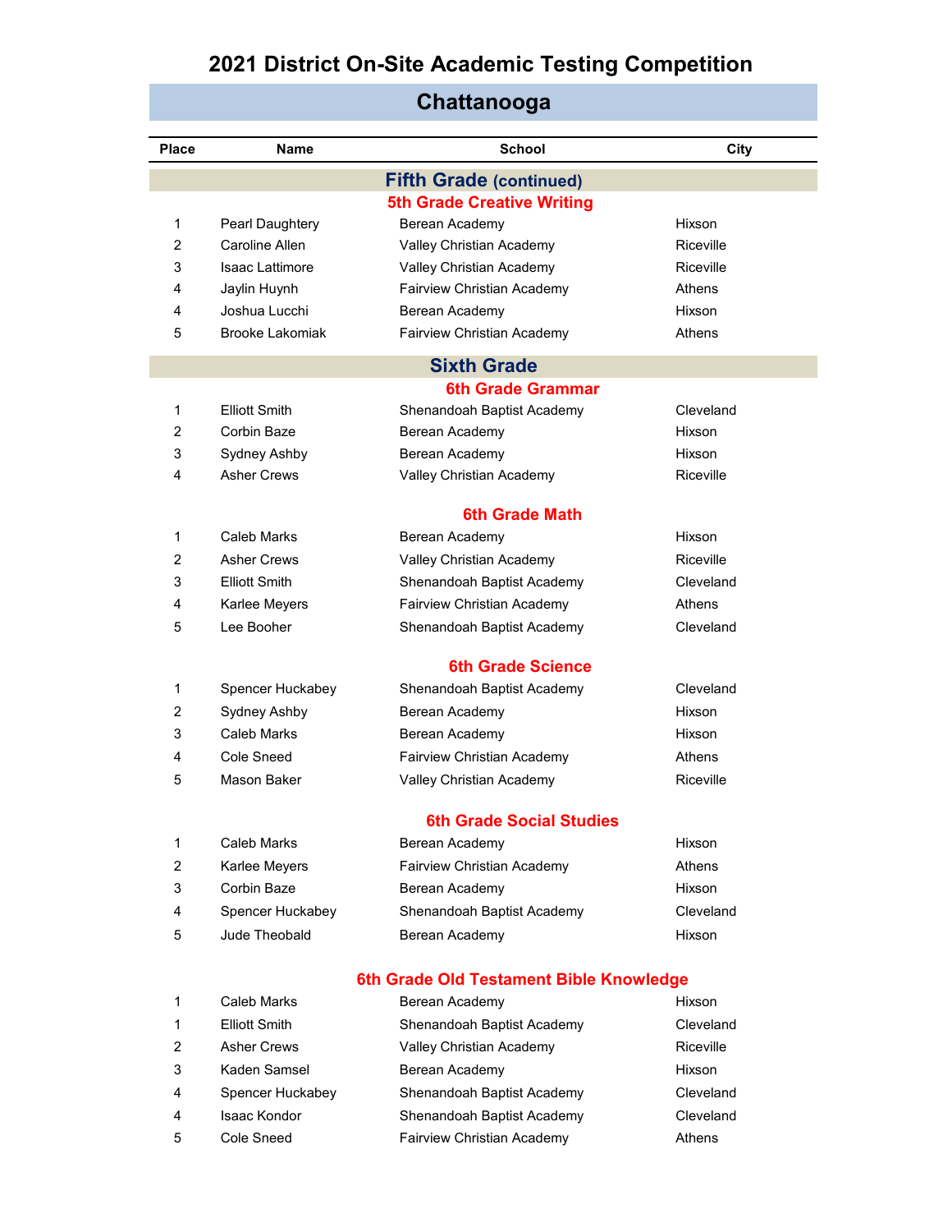# 2021 District On-Site Academic Testing Competition

## Chattanooga

| Place | Name | School | City |
|---|---|---|---|
| **Fifth Grade (continued)** | | | |
| **5th Grade Creative Writing** | | | |
| 1 | Pearl Daughtery | Berean Academy | Hixson |
| 2 | Caroline Allen | Valley Christian Academy | Riceville |
| 3 | Isaac Lattimore | Valley Christian Academy | Riceville |
| 4 | Jaylin Huynh | Fairview Christian Academy | Athens |
| 4 | Joshua Lucchi | Berean Academy | Hixson |
| 5 | Brooke Lakomiak | Fairview Christian Academy | Athens |
| **Sixth Grade** | | | |
| **6th Grade Grammar** | | | |
| 1 | Elliott Smith | Shenandoah Baptist Academy | Cleveland |
| 2 | Corbin Baze | Berean Academy | Hixson |
| 3 | Sydney Ashby | Berean Academy | Hixson |
| 4 | Asher Crews | Valley Christian Academy | Riceville |
| **6th Grade Math** | | | |
| 1 | Caleb Marks | Berean Academy | Hixson |
| 2 | Asher Crews | Valley Christian Academy | Riceville |
| 3 | Elliott Smith | Shenandoah Baptist Academy | Cleveland |
| 4 | Karlee Meyers | Fairview Christian Academy | Athens |
| 5 | Lee Booher | Shenandoah Baptist Academy | Cleveland |
| **6th Grade Science** | | | |
| 1 | Spencer Huckabey | Shenandoah Baptist Academy | Cleveland |
| 2 | Sydney Ashby | Berean Academy | Hixson |
| 3 | Caleb Marks | Berean Academy | Hixson |
| 4 | Cole Sneed | Fairview Christian Academy | Athens |
| 5 | Mason Baker | Valley Christian Academy | Riceville |
| **6th Grade Social Studies** | | | |
| 1 | Caleb Marks | Berean Academy | Hixson |
| 2 | Karlee Meyers | Fairview Christian Academy | Athens |
| 3 | Corbin Baze | Berean Academy | Hixson |
| 4 | Spencer Huckabey | Shenandoah Baptist Academy | Cleveland |
| 5 | Jude Theobald | Berean Academy | Hixson |
| **6th Grade Old Testament Bible Knowledge** | | | |
| 1 | Caleb Marks | Berean Academy | Hixson |
| 1 | Elliott Smith | Shenandoah Baptist Academy | Cleveland |
| 2 | Asher Crews | Valley Christian Academy | Riceville |
| 3 | Kaden Samsel | Berean Academy | Hixson |
| 4 | Spencer Huckabey | Shenandoah Baptist Academy | Cleveland |
| 4 | Isaac Kondor | Shenandoah Baptist Academy | Cleveland |
| 5 | Cole Sneed | Fairview Christian Academy | Athens |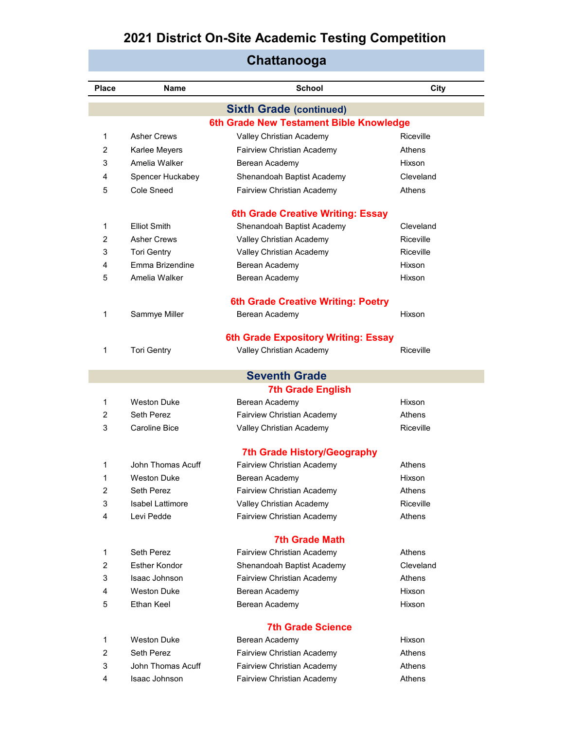# 2021 District On-Site Academic Testing Competition

## Chattanooga

| Place | Name | School | City |
|---|---|---|---|
| | **Sixth Grade (continued)** | | |
| | **6th Grade New Testament Bible Knowledge** | | |
| 1 | Asher Crews | Valley Christian Academy | Riceville |
| 2 | Karlee Meyers | Fairview Christian Academy | Athens |
| 3 | Amelia Walker | Berean Academy | Hixson |
| 4 | Spencer Huckabey | Shenandoah Baptist Academy | Cleveland |
| 5 | Cole Sneed | Fairview Christian Academy | Athens |
| | **6th Grade Creative Writing: Essay** | | |
| 1 | Elliot Smith | Shenandoah Baptist Academy | Cleveland |
| 2 | Asher Crews | Valley Christian Academy | Riceville |
| 3 | Tori Gentry | Valley Christian Academy | Riceville |
| 4 | Emma Brizendine | Berean Academy | Hixson |
| 5 | Amelia Walker | Berean Academy | Hixson |
| | **6th Grade Creative Writing: Poetry** | | |
| 1 | Sammye Miller | Berean Academy | Hixson |
| | **6th Grade Expository Writing: Essay** | | |
| 1 | Tori Gentry | Valley Christian Academy | Riceville |
| | **Seventh Grade** | | |
| | **7th Grade English** | | |
| 1 | Weston Duke | Berean Academy | Hixson |
| 2 | Seth Perez | Fairview Christian Academy | Athens |
| 3 | Caroline Bice | Valley Christian Academy | Riceville |
| | **7th Grade History/Geography** | | |
| 1 | John Thomas Acuff | Fairview Christian Academy | Athens |
| 1 | Weston Duke | Berean Academy | Hixson |
| 2 | Seth Perez | Fairview Christian Academy | Athens |
| 3 | Isabel Lattimore | Valley Christian Academy | Riceville |
| 4 | Levi Pedde | Fairview Christian Academy | Athens |
| | **7th Grade Math** | | |
| 1 | Seth Perez | Fairview Christian Academy | Athens |
| 2 | Esther Kondor | Shenandoah Baptist Academy | Cleveland |
| 3 | Isaac Johnson | Fairview Christian Academy | Athens |
| 4 | Weston Duke | Berean Academy | Hixson |
| 5 | Ethan Keel | Berean Academy | Hixson |
| | **7th Grade Science** | | |
| 1 | Weston Duke | Berean Academy | Hixson |
| 2 | Seth Perez | Fairview Christian Academy | Athens |
| 3 | John Thomas Acuff | Fairview Christian Academy | Athens |
| 4 | Isaac Johnson | Fairview Christian Academy | Athens |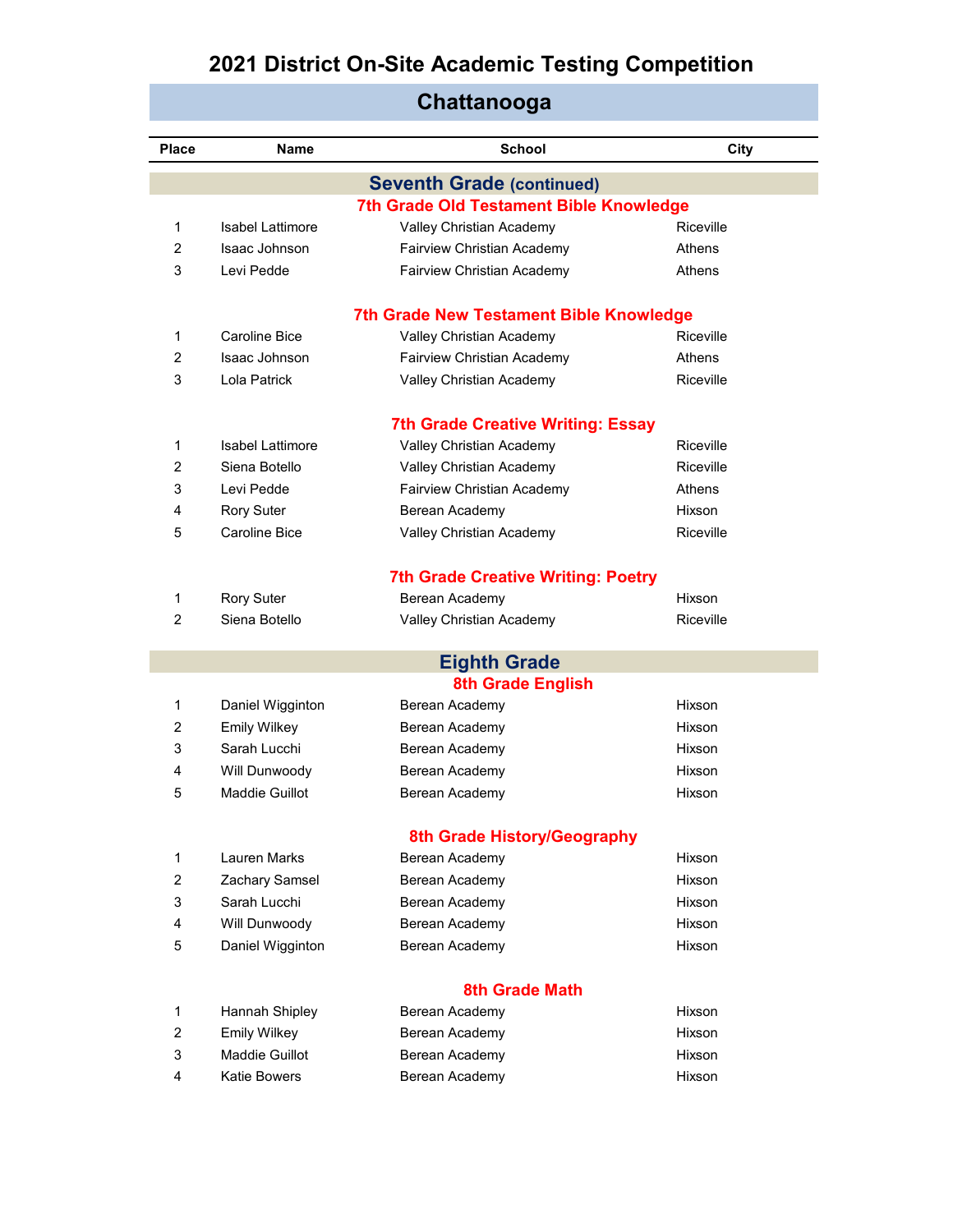# 2021 District On-Site Academic Testing Competition

## Chattanooga

| Place | Name | School | City |
|---|---|---|---|

## Seventh Grade (continued)

### 7th Grade Old Testament Bible Knowledge

| Place | Name | School | City |
|---|---|---|---|
| 1 | Isabel Lattimore | Valley Christian Academy | Riceville |
| 2 | Isaac Johnson | Fairview Christian Academy | Athens |
| 3 | Levi Pedde | Fairview Christian Academy | Athens |

### 7th Grade New Testament Bible Knowledge

| Place | Name | School | City |
|---|---|---|---|
| 1 | Caroline Bice | Valley Christian Academy | Riceville |
| 2 | Isaac Johnson | Fairview Christian Academy | Athens |
| 3 | Lola Patrick | Valley Christian Academy | Riceville |

### 7th Grade Creative Writing: Essay

| Place | Name | School | City |
|---|---|---|---|
| 1 | Isabel Lattimore | Valley Christian Academy | Riceville |
| 2 | Siena Botello | Valley Christian Academy | Riceville |
| 3 | Levi Pedde | Fairview Christian Academy | Athens |
| 4 | Rory Suter | Berean Academy | Hixson |
| 5 | Caroline Bice | Valley Christian Academy | Riceville |

### 7th Grade Creative Writing: Poetry

| Place | Name | School | City |
|---|---|---|---|
| 1 | Rory Suter | Berean Academy | Hixson |
| 2 | Siena Botello | Valley Christian Academy | Riceville |

## Eighth Grade

### 8th Grade English

| Place | Name | School | City |
|---|---|---|---|
| 1 | Daniel Wigginton | Berean Academy | Hixson |
| 2 | Emily Wilkey | Berean Academy | Hixson |
| 3 | Sarah Lucchi | Berean Academy | Hixson |
| 4 | Will Dunwoody | Berean Academy | Hixson |
| 5 | Maddie Guillot | Berean Academy | Hixson |

### 8th Grade History/Geography

| Place | Name | School | City |
|---|---|---|---|
| 1 | Lauren Marks | Berean Academy | Hixson |
| 2 | Zachary Samsel | Berean Academy | Hixson |
| 3 | Sarah Lucchi | Berean Academy | Hixson |
| 4 | Will Dunwoody | Berean Academy | Hixson |
| 5 | Daniel Wigginton | Berean Academy | Hixson |

### 8th Grade Math

| Place | Name | School | City |
|---|---|---|---|
| 1 | Hannah Shipley | Berean Academy | Hixson |
| 2 | Emily Wilkey | Berean Academy | Hixson |
| 3 | Maddie Guillot | Berean Academy | Hixson |
| 4 | Katie Bowers | Berean Academy | Hixson |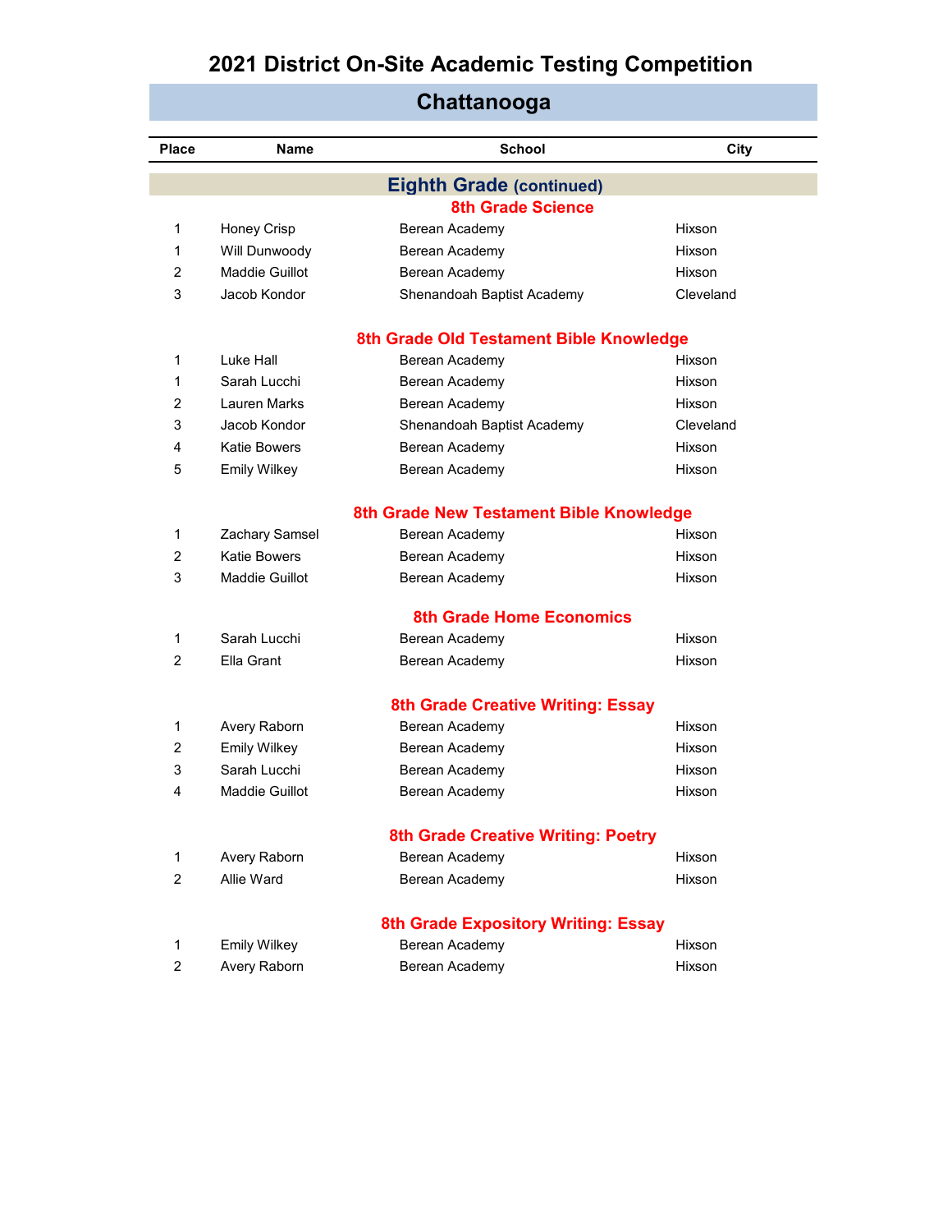# 2021 District On-Site Academic Testing Competition

## Chattanooga

| Place | Name | School | City |
|---|---|---|---|

### Eighth Grade (continued)

#### 8th Grade Science

| Place | Name | School | City |
|---|---|---|---|
| 1 | Honey Crisp | Berean Academy | Hixson |
| 1 | Will Dunwoody | Berean Academy | Hixson |
| 2 | Maddie Guillot | Berean Academy | Hixson |
| 3 | Jacob Kondor | Shenandoah Baptist Academy | Cleveland |

#### 8th Grade Old Testament Bible Knowledge

| Place | Name | School | City |
|---|---|---|---|
| 1 | Luke Hall | Berean Academy | Hixson |
| 1 | Sarah Lucchi | Berean Academy | Hixson |
| 2 | Lauren Marks | Berean Academy | Hixson |
| 3 | Jacob Kondor | Shenandoah Baptist Academy | Cleveland |
| 4 | Katie Bowers | Berean Academy | Hixson |
| 5 | Emily Wilkey | Berean Academy | Hixson |

#### 8th Grade New Testament Bible Knowledge

| Place | Name | School | City |
|---|---|---|---|
| 1 | Zachary Samsel | Berean Academy | Hixson |
| 2 | Katie Bowers | Berean Academy | Hixson |
| 3 | Maddie Guillot | Berean Academy | Hixson |

#### 8th Grade Home Economics

| Place | Name | School | City |
|---|---|---|---|
| 1 | Sarah Lucchi | Berean Academy | Hixson |
| 2 | Ella Grant | Berean Academy | Hixson |

#### 8th Grade Creative Writing: Essay

| Place | Name | School | City |
|---|---|---|---|
| 1 | Avery Raborn | Berean Academy | Hixson |
| 2 | Emily Wilkey | Berean Academy | Hixson |
| 3 | Sarah Lucchi | Berean Academy | Hixson |
| 4 | Maddie Guillot | Berean Academy | Hixson |

#### 8th Grade Creative Writing: Poetry

| Place | Name | School | City |
|---|---|---|---|
| 1 | Avery Raborn | Berean Academy | Hixson |
| 2 | Allie Ward | Berean Academy | Hixson |

#### 8th Grade Expository Writing: Essay

| Place | Name | School | City |
|---|---|---|---|
| 1 | Emily Wilkey | Berean Academy | Hixson |
| 2 | Avery Raborn | Berean Academy | Hixson |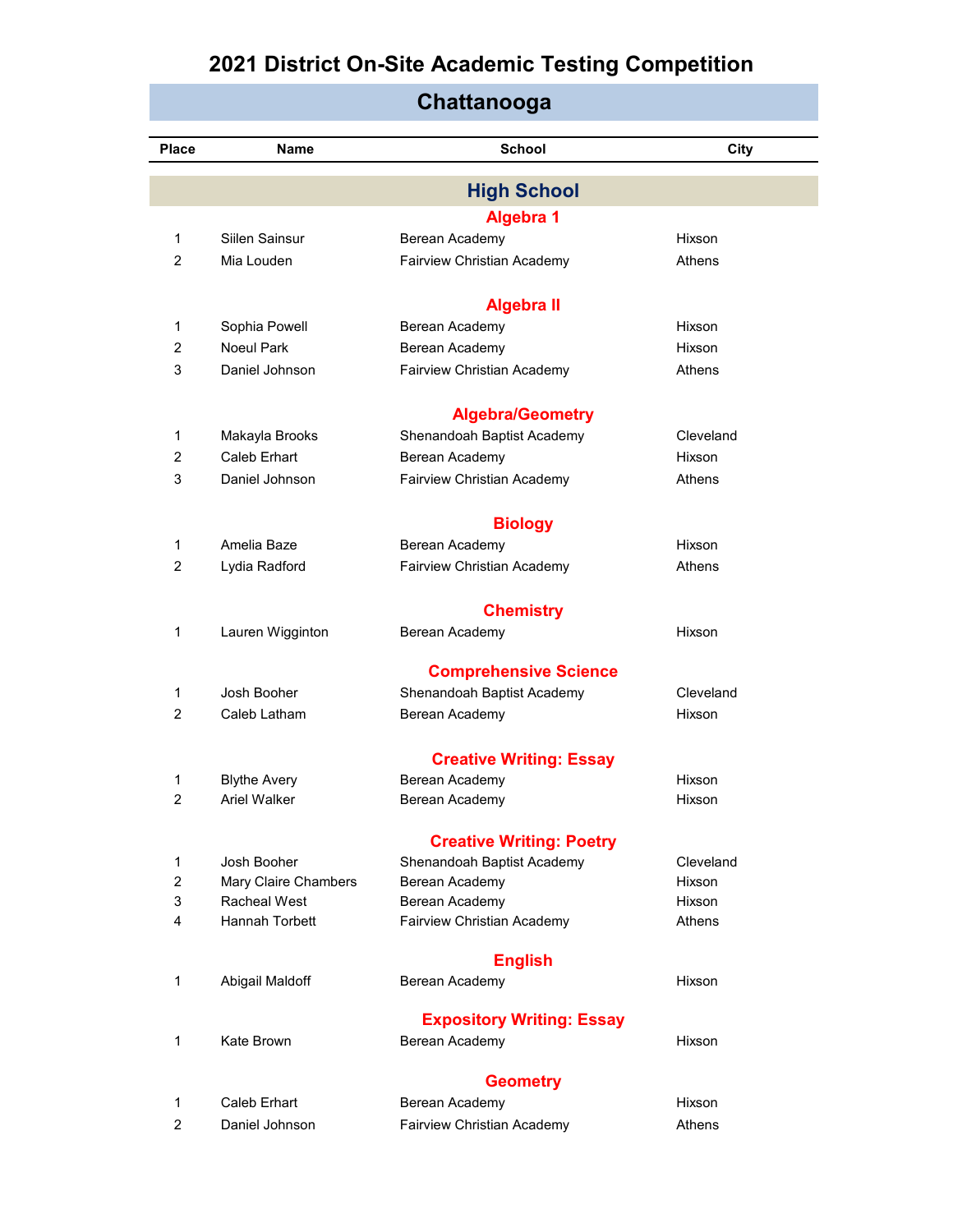# 2021 District On-Site Academic Testing Competition

## Chattanooga

| Place | Name | School | City |
|---|---|---|---|

### High School

#### Algebra 1

| Place | Name | School | City |
|---|---|---|---|
| 1 | Siilen Sainsur | Berean Academy | Hixson |
| 2 | Mia Louden | Fairview Christian Academy | Athens |

#### Algebra II

| Place | Name | School | City |
|---|---|---|---|
| 1 | Sophia Powell | Berean Academy | Hixson |
| 2 | Noeul Park | Berean Academy | Hixson |
| 3 | Daniel Johnson | Fairview Christian Academy | Athens |

#### Algebra/Geometry

| Place | Name | School | City |
|---|---|---|---|
| 1 | Makayla Brooks | Shenandoah Baptist Academy | Cleveland |
| 2 | Caleb Erhart | Berean Academy | Hixson |
| 3 | Daniel Johnson | Fairview Christian Academy | Athens |

#### Biology

| Place | Name | School | City |
|---|---|---|---|
| 1 | Amelia Baze | Berean Academy | Hixson |
| 2 | Lydia Radford | Fairview Christian Academy | Athens |

#### Chemistry

| Place | Name | School | City |
|---|---|---|---|
| 1 | Lauren Wigginton | Berean Academy | Hixson |

#### Comprehensive Science

| Place | Name | School | City |
|---|---|---|---|
| 1 | Josh Booher | Shenandoah Baptist Academy | Cleveland |
| 2 | Caleb Latham | Berean Academy | Hixson |

#### Creative Writing: Essay

| Place | Name | School | City |
|---|---|---|---|
| 1 | Blythe Avery | Berean Academy | Hixson |
| 2 | Ariel Walker | Berean Academy | Hixson |

#### Creative Writing: Poetry

| Place | Name | School | City |
|---|---|---|---|
| 1 | Josh Booher | Shenandoah Baptist Academy | Cleveland |
| 2 | Mary Claire Chambers | Berean Academy | Hixson |
| 3 | Racheal West | Berean Academy | Hixson |
| 4 | Hannah Torbett | Fairview Christian Academy | Athens |

#### English

| Place | Name | School | City |
|---|---|---|---|
| 1 | Abigail Maldoff | Berean Academy | Hixson |

#### Expository Writing: Essay

| Place | Name | School | City |
|---|---|---|---|
| 1 | Kate Brown | Berean Academy | Hixson |

#### Geometry

| Place | Name | School | City |
|---|---|---|---|
| 1 | Caleb Erhart | Berean Academy | Hixson |
| 2 | Daniel Johnson | Fairview Christian Academy | Athens |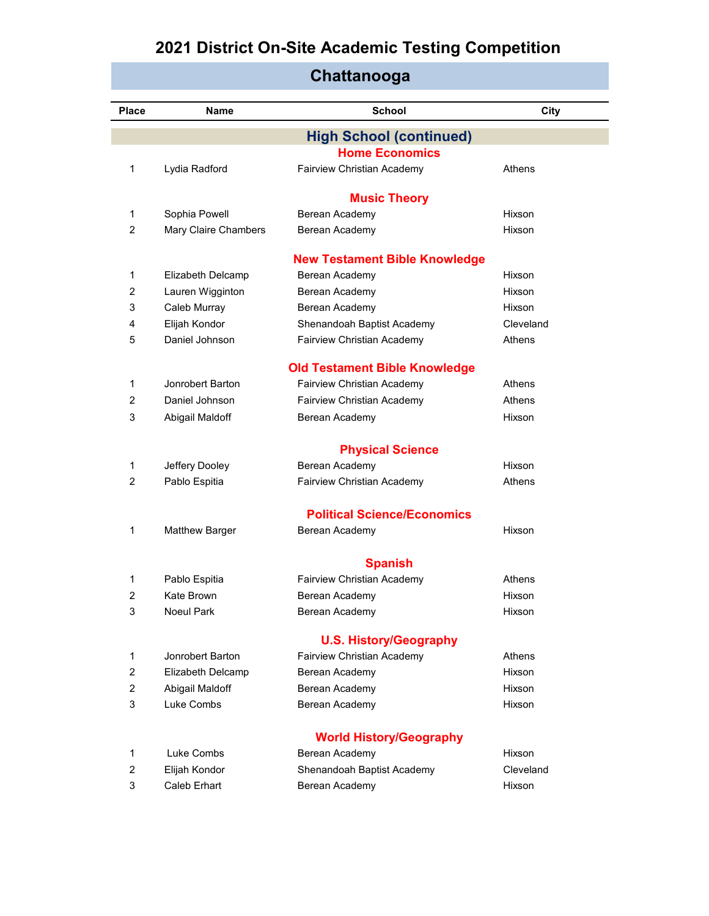# 2021 District On-Site Academic Testing Competition

## Chattanooga

| Place | Name | School | City |
|---|---|---|---|
| | **High School (continued)** | | |
| | **Home Economics** | | |
| 1 | Lydia Radford | Fairview Christian Academy | Athens |
| | **Music Theory** | | |
| 1 | Sophia Powell | Berean Academy | Hixson |
| 2 | Mary Claire Chambers | Berean Academy | Hixson |
| | **New Testament Bible Knowledge** | | |
| 1 | Elizabeth Delcamp | Berean Academy | Hixson |
| 2 | Lauren Wigginton | Berean Academy | Hixson |
| 3 | Caleb Murray | Berean Academy | Hixson |
| 4 | Elijah Kondor | Shenandoah Baptist Academy | Cleveland |
| 5 | Daniel Johnson | Fairview Christian Academy | Athens |
| | **Old Testament Bible Knowledge** | | |
| 1 | Jonrobert Barton | Fairview Christian Academy | Athens |
| 2 | Daniel Johnson | Fairview Christian Academy | Athens |
| 3 | Abigail Maldoff | Berean Academy | Hixson |
| | **Physical Science** | | |
| 1 | Jeffery Dooley | Berean Academy | Hixson |
| 2 | Pablo Espitia | Fairview Christian Academy | Athens |
| | **Political Science/Economics** | | |
| 1 | Matthew Barger | Berean Academy | Hixson |
| | **Spanish** | | |
| 1 | Pablo Espitia | Fairview Christian Academy | Athens |
| 2 | Kate Brown | Berean Academy | Hixson |
| 3 | Noeul Park | Berean Academy | Hixson |
| | **U.S. History/Geography** | | |
| 1 | Jonrobert Barton | Fairview Christian Academy | Athens |
| 2 | Elizabeth Delcamp | Berean Academy | Hixson |
| 2 | Abigail Maldoff | Berean Academy | Hixson |
| 3 | Luke Combs | Berean Academy | Hixson |
| | **World History/Geography** | | |
| 1 | Luke Combs | Berean Academy | Hixson |
| 2 | Elijah Kondor | Shenandoah Baptist Academy | Cleveland |
| 3 | Caleb Erhart | Berean Academy | Hixson |